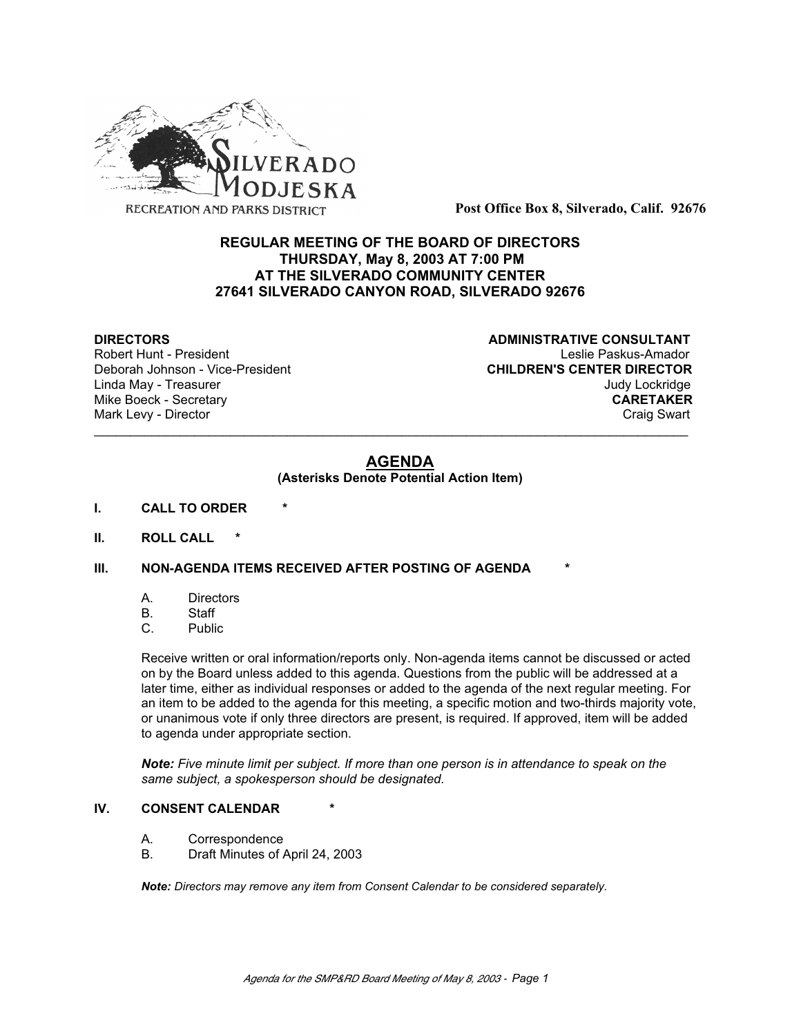SILVERADO MODJESKA

RECREATION AND PARKS DISTRICT

**Post Office Box 8, Silverado, Calif. 92676**

**REGULAR MEETING OF THE BOARD OF DIRECTORS**
**THURSDAY, May 8, 2003 AT 7:00 PM**
**AT THE SILVERADO COMMUNITY CENTER**
**27641 SILVERADO CANYON ROAD, SILVERADO 92676**

**DIRECTORS**
Robert Hunt - President
Deborah Johnson - Vice-President
Linda May - Treasurer
Mike Boeck - Secretary
Mark Levy - Director

**ADMINISTRATIVE CONSULTANT**
Leslie Paskus-Amador
**CHILDREN'S CENTER DIRECTOR**
Judy Lockridge
**CARETAKER**
Craig Swart

---

## AGENDA

**(Asterisks Denote Potential Action Item)**

**I. CALL TO ORDER \***

**II. ROLL CALL \***

**III. NON-AGENDA ITEMS RECEIVED AFTER POSTING OF AGENDA \***

A. Directors
B. Staff
C. Public

Receive written or oral information/reports only. Non-agenda items cannot be discussed or acted on by the Board unless added to this agenda. Questions from the public will be addressed at a later time, either as individual responses or added to the agenda of the next regular meeting. For an item to be added to the agenda for this meeting, a specific motion and two-thirds majority vote, or unanimous vote if only three directors are present, is required. If approved, item will be added to agenda under appropriate section.

***Note:*** *Five minute limit per subject. If more than one person is in attendance to speak on the same subject, a spokesperson should be designated.*

**IV. CONSENT CALENDAR \***

A. Correspondence
B. Draft Minutes of April 24, 2003

***Note:*** *Directors may remove any item from Consent Calendar to be considered separately.*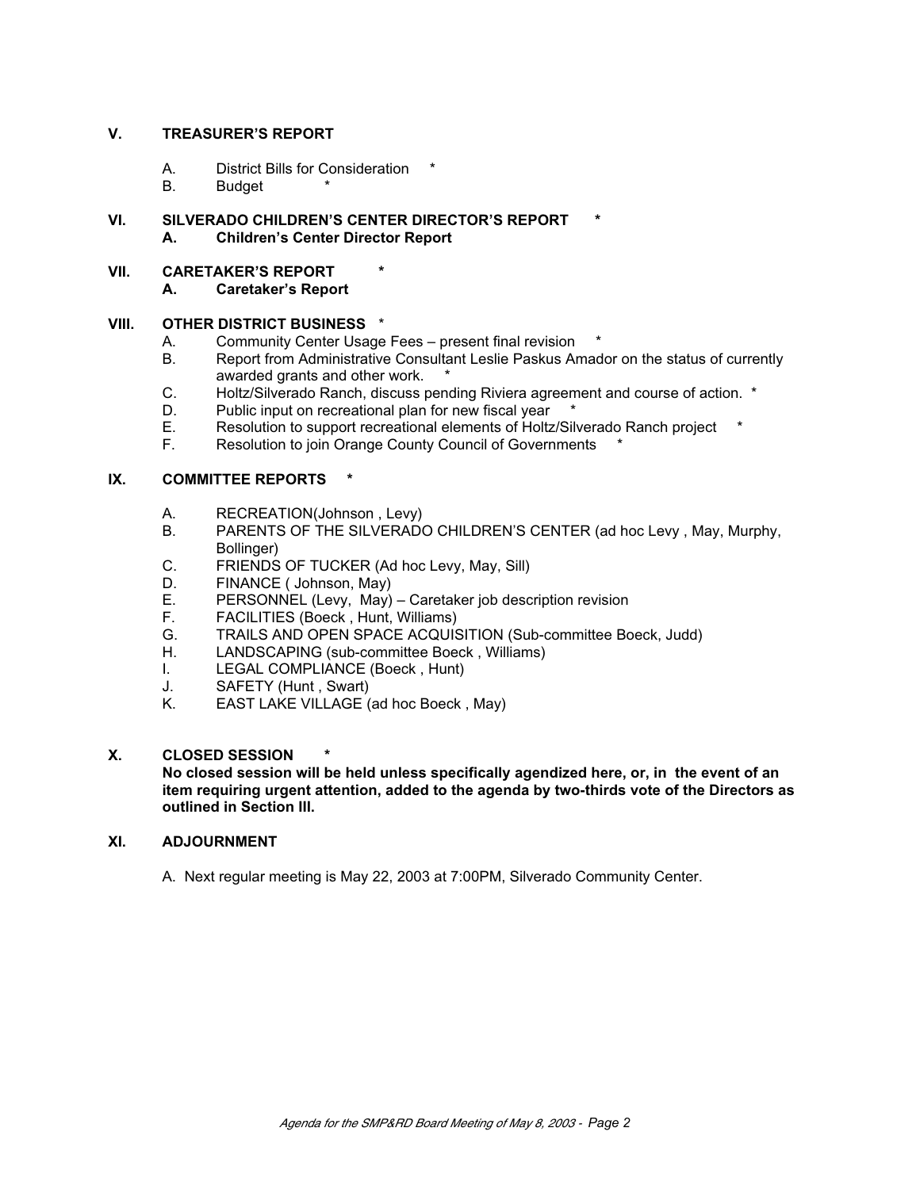## V. TREASURER'S REPORT

A. District Bills for Consideration *
B. Budget *

## VI. SILVERADO CHILDREN'S CENTER DIRECTOR'S REPORT *

**A. Children's Center Director Report**

## VII. CARETAKER'S REPORT *

**A. Caretaker's Report**

## VIII. OTHER DISTRICT BUSINESS *

A. Community Center Usage Fees – present final revision *
B. Report from Administrative Consultant Leslie Paskus Amador on the status of currently awarded grants and other work. *
C. Holtz/Silverado Ranch, discuss pending Riviera agreement and course of action. *
D. Public input on recreational plan for new fiscal year *
E. Resolution to support recreational elements of Holtz/Silverado Ranch project *
F. Resolution to join Orange County Council of Governments *

## IX. COMMITTEE REPORTS *

A. RECREATION(Johnson , Levy)
B. PARENTS OF THE SILVERADO CHILDREN'S CENTER (ad hoc Levy , May, Murphy, Bollinger)
C. FRIENDS OF TUCKER (Ad hoc Levy, May, Sill)
D. FINANCE ( Johnson, May)
E. PERSONNEL (Levy, May) – Caretaker job description revision
F. FACILITIES (Boeck , Hunt, Williams)
G. TRAILS AND OPEN SPACE ACQUISITION (Sub-committee Boeck, Judd)
H. LANDSCAPING (sub-committee Boeck , Williams)
I. LEGAL COMPLIANCE (Boeck , Hunt)
J. SAFETY (Hunt , Swart)
K. EAST LAKE VILLAGE (ad hoc Boeck , May)

## X. CLOSED SESSION *

**No closed session will be held unless specifically agendized here, or, in the event of an item requiring urgent attention, added to the agenda by two-thirds vote of the Directors as outlined in Section III.**

## XI. ADJOURNMENT

A. Next regular meeting is May 22, 2003 at 7:00PM, Silverado Community Center.